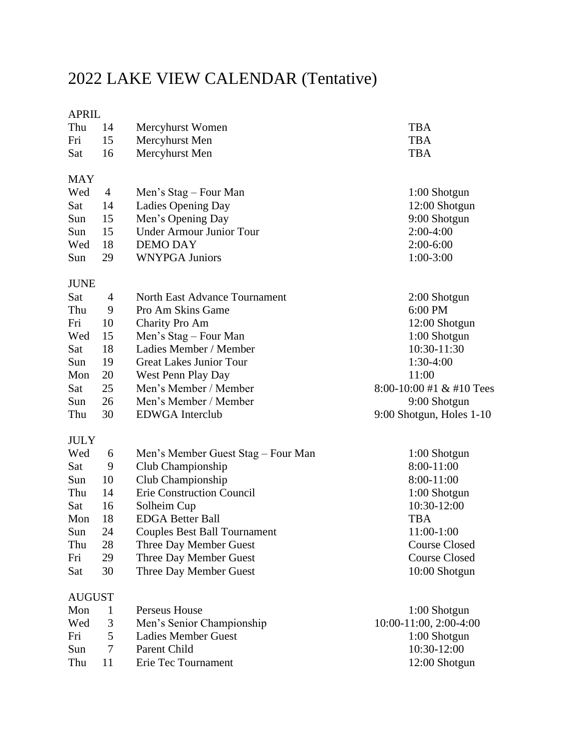# 2022 LAKE VIEW CALENDAR (Tentative)

## APRIL

| | | | |
|---|---|---|---|
| Thu | 14 | Mercyhurst Women | TBA |
| Fri | 15 | Mercyhurst Men | TBA |
| Sat | 16 | Mercyhurst Men | TBA |

## MAY

| | | | |
|---|---|---|---|
| Wed | 4 | Men's Stag – Four Man | 1:00 Shotgun |
| Sat | 14 | Ladies Opening Day | 12:00 Shotgun |
| Sun | 15 | Men's Opening Day | 9:00 Shotgun |
| Sun | 15 | Under Armour Junior Tour | 2:00-4:00 |
| Wed | 18 | DEMO DAY | 2:00-6:00 |
| Sun | 29 | WNYPGA Juniors | 1:00-3:00 |

## JUNE

| | | | |
|---|---|---|---|
| Sat | 4 | North East Advance Tournament | 2:00 Shotgun |
| Thu | 9 | Pro Am Skins Game | 6:00 PM |
| Fri | 10 | Charity Pro Am | 12:00 Shotgun |
| Wed | 15 | Men's Stag – Four Man | 1:00 Shotgun |
| Sat | 18 | Ladies Member / Member | 10:30-11:30 |
| Sun | 19 | Great Lakes Junior Tour | 1:30-4:00 |
| Mon | 20 | West Penn Play Day | 11:00 |
| Sat | 25 | Men's Member / Member | 8:00-10:00 #1 & #10 Tees |
| Sun | 26 | Men's Member / Member | 9:00 Shotgun |
| Thu | 30 | EDWGA Interclub | 9:00 Shotgun, Holes 1-10 |

## JULY

| | | | |
|---|---|---|---|
| Wed | 6 | Men's Member Guest Stag – Four Man | 1:00 Shotgun |
| Sat | 9 | Club Championship | 8:00-11:00 |
| Sun | 10 | Club Championship | 8:00-11:00 |
| Thu | 14 | Erie Construction Council | 1:00 Shotgun |
| Sat | 16 | Solheim Cup | 10:30-12:00 |
| Mon | 18 | EDGA Better Ball | TBA |
| Sun | 24 | Couples Best Ball Tournament | 11:00-1:00 |
| Thu | 28 | Three Day Member Guest | Course Closed |
| Fri | 29 | Three Day Member Guest | Course Closed |
| Sat | 30 | Three Day Member Guest | 10:00 Shotgun |

## AUGUST

| | | | |
|---|---|---|---|
| Mon | 1 | Perseus House | 1:00 Shotgun |
| Wed | 3 | Men's Senior Championship | 10:00-11:00, 2:00-4:00 |
| Fri | 5 | Ladies Member Guest | 1:00 Shotgun |
| Sun | 7 | Parent Child | 10:30-12:00 |
| Thu | 11 | Erie Tec Tournament | 12:00 Shotgun |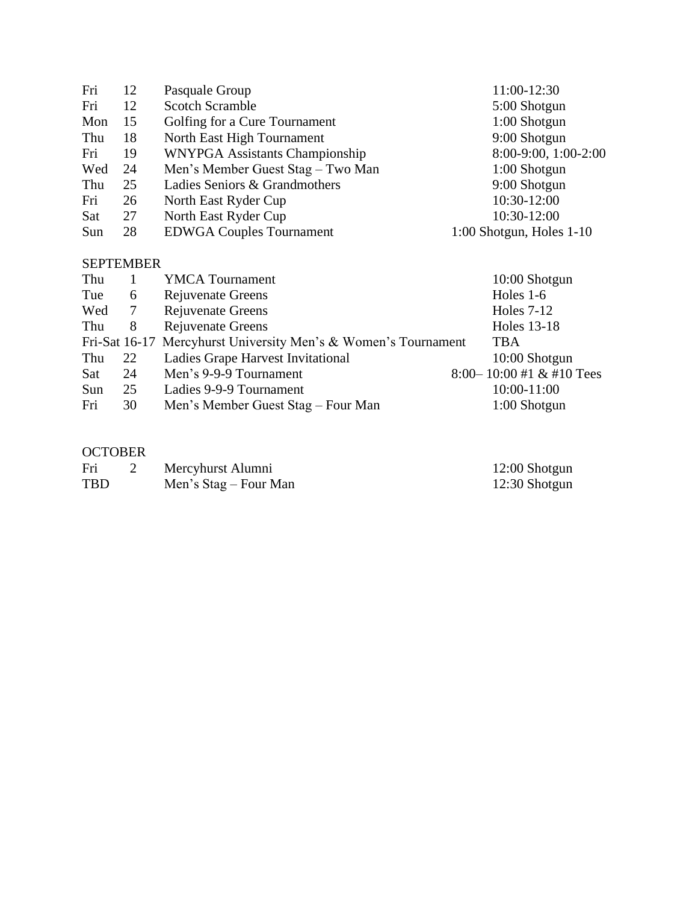| | | | |
|---|---|---|---|
| Fri | 12 | Pasquale Group | 11:00-12:30 |
| Fri | 12 | Scotch Scramble | 5:00 Shotgun |
| Mon | 15 | Golfing for a Cure Tournament | 1:00 Shotgun |
| Thu | 18 | North East High Tournament | 9:00 Shotgun |
| Fri | 19 | WNYPGA Assistants Championship | 8:00-9:00, 1:00-2:00 |
| Wed | 24 | Men's Member Guest Stag – Two Man | 1:00 Shotgun |
| Thu | 25 | Ladies Seniors & Grandmothers | 9:00 Shotgun |
| Fri | 26 | North East Ryder Cup | 10:30-12:00 |
| Sat | 27 | North East Ryder Cup | 10:30-12:00 |
| Sun | 28 | EDWGA Couples Tournament | 1:00 Shotgun, Holes 1-10 |

SEPTEMBER

| | | | |
|---|---|---|---|
| Thu | 1 | YMCA Tournament | 10:00 Shotgun |
| Tue | 6 | Rejuvenate Greens | Holes 1-6 |
| Wed | 7 | Rejuvenate Greens | Holes 7-12 |
| Thu | 8 | Rejuvenate Greens | Holes 13-18 |
| Fri-Sat | 16-17 | Mercyhurst University Men's & Women's Tournament | TBA |
| Thu | 22 | Ladies Grape Harvest Invitational | 10:00 Shotgun |
| Sat | 24 | Men's 9-9-9 Tournament | 8:00– 10:00 #1 & #10 Tees |
| Sun | 25 | Ladies 9-9-9 Tournament | 10:00-11:00 |
| Fri | 30 | Men's Member Guest Stag – Four Man | 1:00 Shotgun |

OCTOBER

| | | | |
|---|---|---|---|
| Fri | 2 | Mercyhurst Alumni | 12:00 Shotgun |
| TBD | | Men's Stag – Four Man | 12:30 Shotgun |